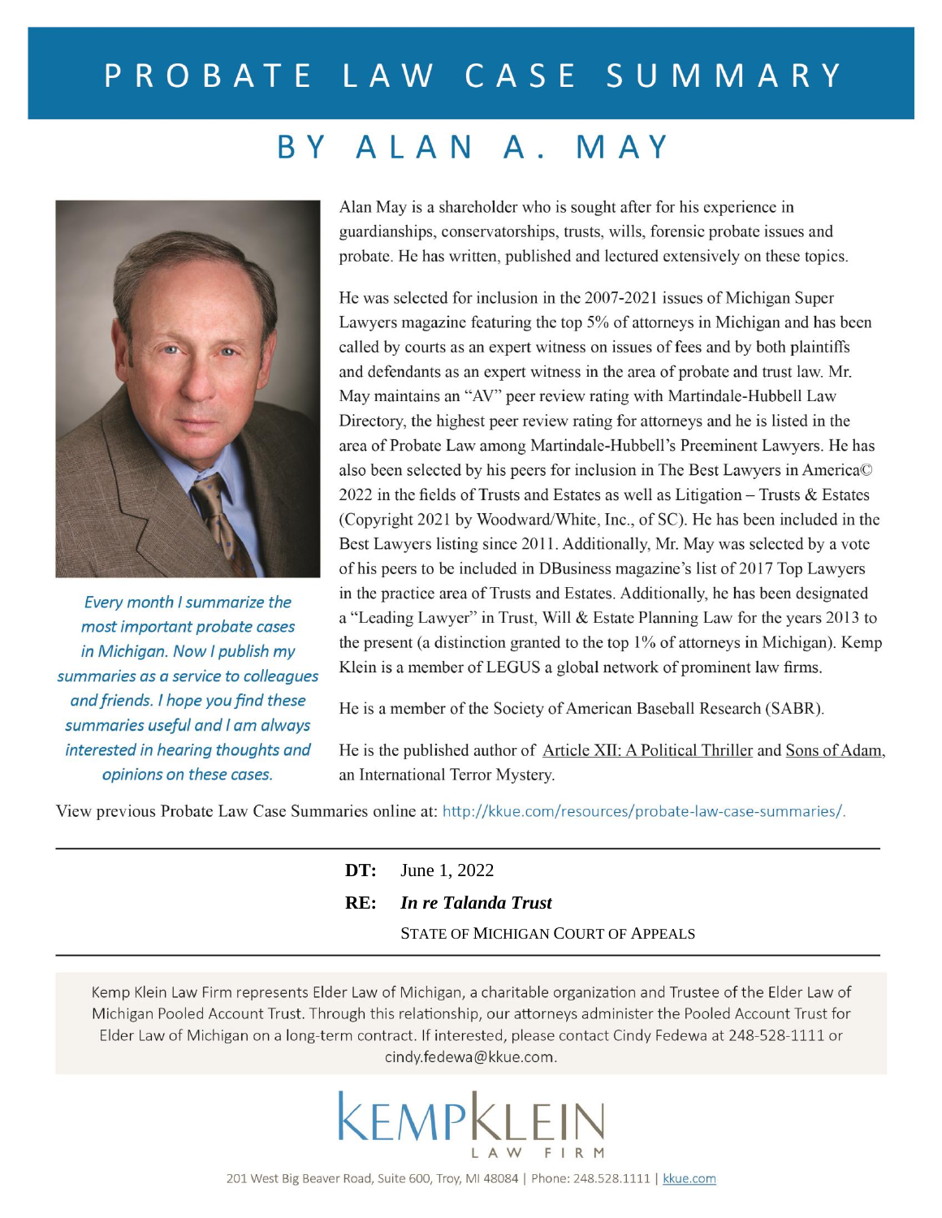# PROBATE LAW CASE SUMMARY

## BY ALAN A. MAY

*Every month I summarize the most important probate cases in Michigan. Now I publish my summaries as a service to colleagues and friends. I hope you find these summaries useful and I am always interested in hearing thoughts and opinions on these cases.*

Alan May is a shareholder who is sought after for his experience in guardianships, conservatorships, trusts, wills, forensic probate issues and probate. He has written, published and lectured extensively on these topics.

He was selected for inclusion in the 2007-2021 issues of Michigan Super Lawyers magazine featuring the top 5% of attorneys in Michigan and has been called by courts as an expert witness on issues of fees and by both plaintiffs and defendants as an expert witness in the area of probate and trust law. Mr. May maintains an "AV" peer review rating with Martindale-Hubbell Law Directory, the highest peer review rating for attorneys and he is listed in the area of Probate Law among Martindale-Hubbell's Preeminent Lawyers. He has also been selected by his peers for inclusion in The Best Lawyers in America© 2022 in the fields of Trusts and Estates as well as Litigation – Trusts & Estates (Copyright 2021 by Woodward/White, Inc., of SC). He has been included in the Best Lawyers listing since 2011. Additionally, Mr. May was selected by a vote of his peers to be included in DBusiness magazine's list of 2017 Top Lawyers in the practice area of Trusts and Estates. Additionally, he has been designated a "Leading Lawyer" in Trust, Will & Estate Planning Law for the years 2013 to the present (a distinction granted to the top 1% of attorneys in Michigan). Kemp Klein is a member of LEGUS a global network of prominent law firms.

He is a member of the Society of American Baseball Research (SABR).

He is the published author of Article XII: A Political Thriller and Sons of Adam, an International Terror Mystery.

View previous Probate Law Case Summaries online at: http://kkue.com/resources/probate-law-case-summaries/.

---

**DT:** June 1, 2022

**RE:** ***In re Talanda Trust***

STATE OF MICHIGAN COURT OF APPEALS

---

Kemp Klein Law Firm represents Elder Law of Michigan, a charitable organization and Trustee of the Elder Law of Michigan Pooled Account Trust. Through this relationship, our attorneys administer the Pooled Account Trust for Elder Law of Michigan on a long-term contract. If interested, please contact Cindy Fedewa at 248-528-1111 or cindy.fedewa@kkue.com.

KEMPKLEIN LAW FIRM

201 West Big Beaver Road, Suite 600, Troy, MI 48084 | Phone: 248.528.1111 | kkue.com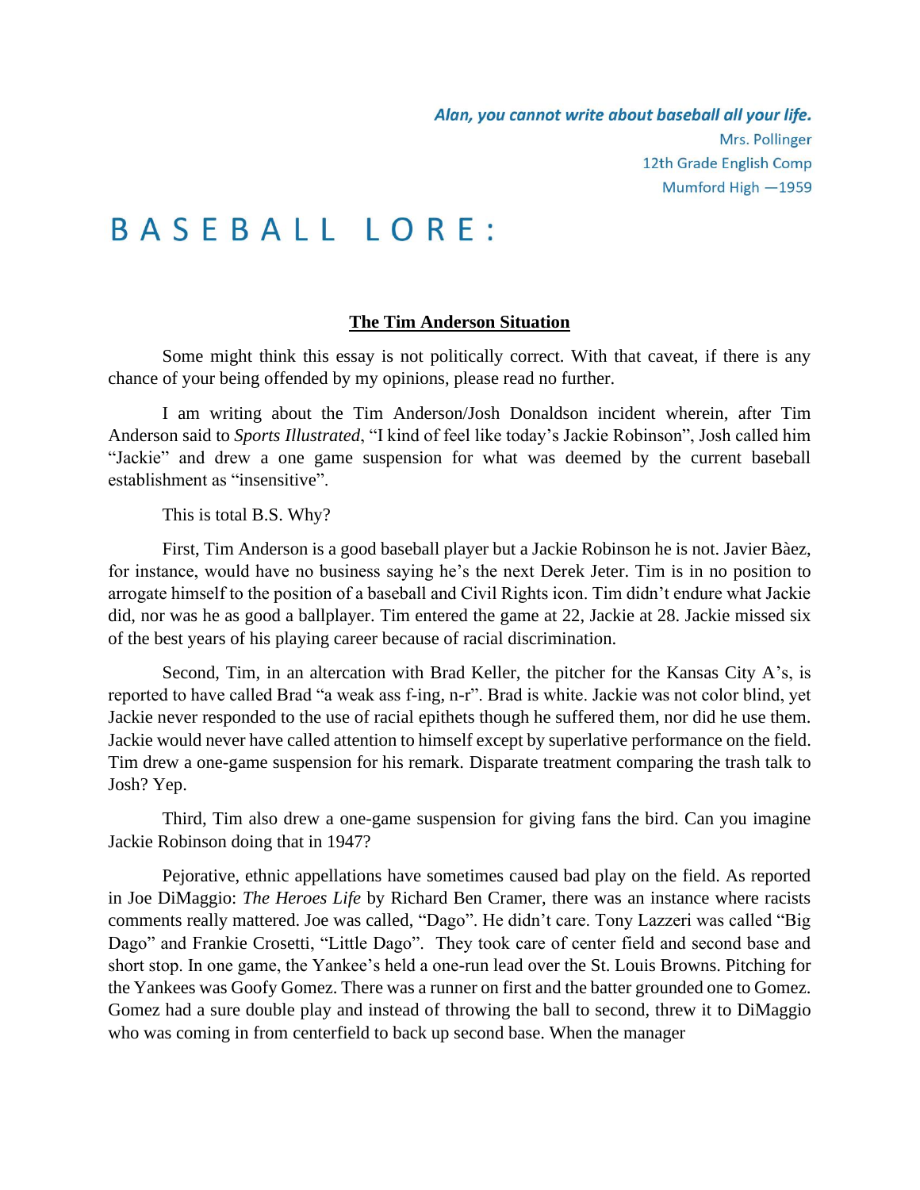*Alan, you cannot write about baseball all your life.*
Mrs. Pollinger
12th Grade English Comp
Mumford High —1959

# BASEBALL LORE:

## The Tim Anderson Situation

Some might think this essay is not politically correct. With that caveat, if there is any chance of your being offended by my opinions, please read no further.

I am writing about the Tim Anderson/Josh Donaldson incident wherein, after Tim Anderson said to *Sports Illustrated*, "I kind of feel like today's Jackie Robinson", Josh called him "Jackie" and drew a one game suspension for what was deemed by the current baseball establishment as "insensitive".

This is total B.S. Why?

First, Tim Anderson is a good baseball player but a Jackie Robinson he is not. Javier Bàez, for instance, would have no business saying he's the next Derek Jeter. Tim is in no position to arrogate himself to the position of a baseball and Civil Rights icon. Tim didn't endure what Jackie did, nor was he as good a ballplayer. Tim entered the game at 22, Jackie at 28. Jackie missed six of the best years of his playing career because of racial discrimination.

Second, Tim, in an altercation with Brad Keller, the pitcher for the Kansas City A's, is reported to have called Brad "a weak ass f-ing, n-r". Brad is white. Jackie was not color blind, yet Jackie never responded to the use of racial epithets though he suffered them, nor did he use them. Jackie would never have called attention to himself except by superlative performance on the field. Tim drew a one-game suspension for his remark. Disparate treatment comparing the trash talk to Josh? Yep.

Third, Tim also drew a one-game suspension for giving fans the bird. Can you imagine Jackie Robinson doing that in 1947?

Pejorative, ethnic appellations have sometimes caused bad play on the field. As reported in Joe DiMaggio: *The Heroes Life* by Richard Ben Cramer, there was an instance where racists comments really mattered. Joe was called, "Dago". He didn't care. Tony Lazzeri was called "Big Dago" and Frankie Crosetti, "Little Dago". They took care of center field and second base and short stop. In one game, the Yankee's held a one-run lead over the St. Louis Browns. Pitching for the Yankees was Goofy Gomez. There was a runner on first and the batter grounded one to Gomez. Gomez had a sure double play and instead of throwing the ball to second, threw it to DiMaggio who was coming in from centerfield to back up second base. When the manager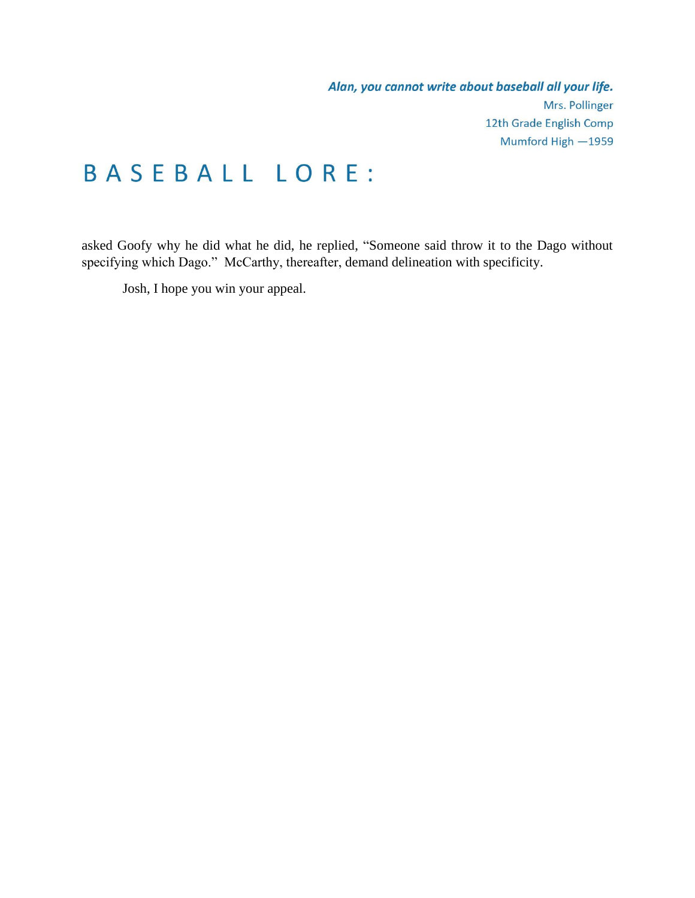asked Goofy why he did what he did, he replied, "Someone said throw it to the Dago without specifying which Dago." McCarthy, thereafter, demand delineation with specificity.

Josh, I hope you win your appeal.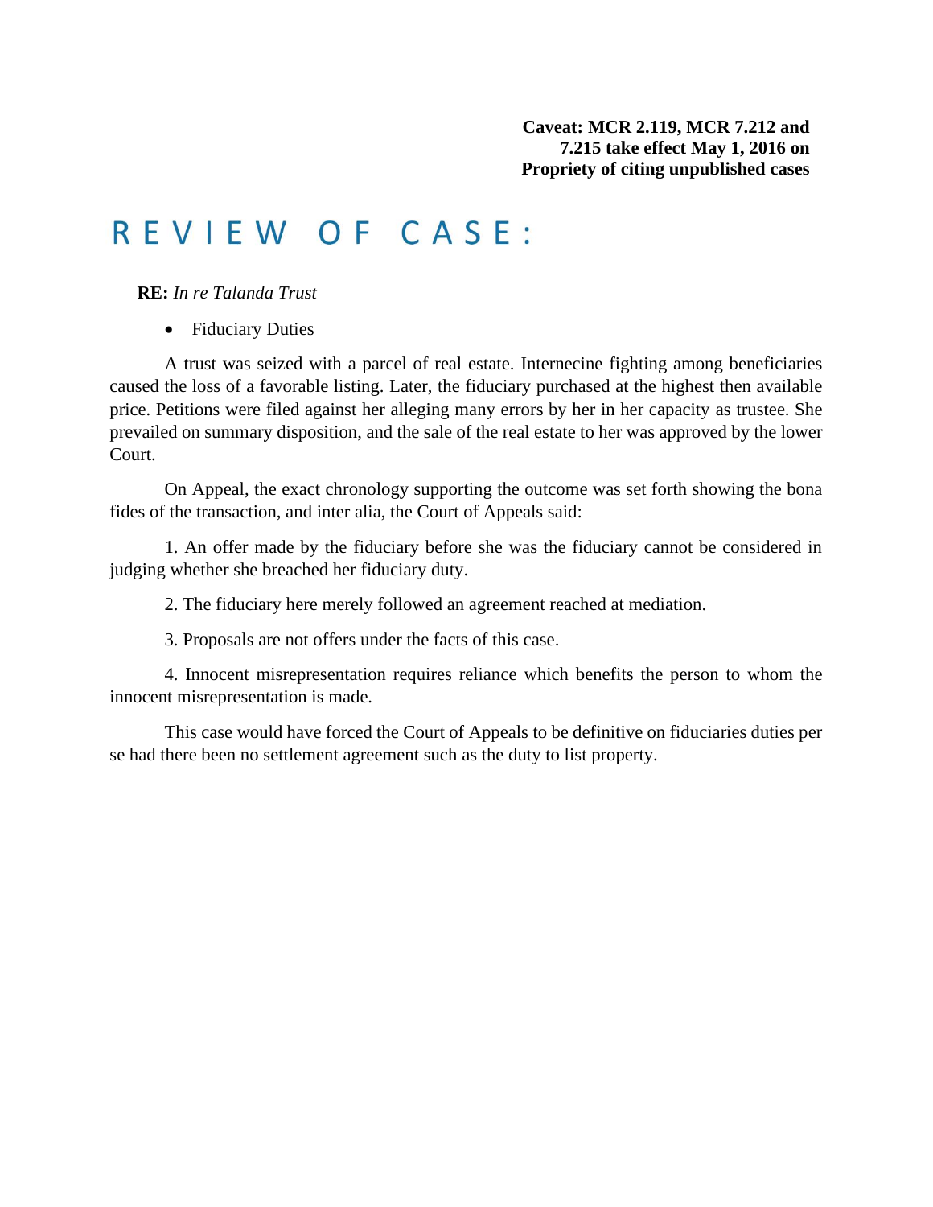**Caveat: MCR 2.119, MCR 7.212 and 7.215 take effect May 1, 2016 on Propriety of citing unpublished cases**

# R E V I E W   O F   C A S E :

**RE:** *In re Talanda Trust*

- Fiduciary Duties

A trust was seized with a parcel of real estate. Internecine fighting among beneficiaries caused the loss of a favorable listing. Later, the fiduciary purchased at the highest then available price. Petitions were filed against her alleging many errors by her in her capacity as trustee. She prevailed on summary disposition, and the sale of the real estate to her was approved by the lower Court.

On Appeal, the exact chronology supporting the outcome was set forth showing the bona fides of the transaction, and inter alia, the Court of Appeals said:

1. An offer made by the fiduciary before she was the fiduciary cannot be considered in judging whether she breached her fiduciary duty.

2. The fiduciary here merely followed an agreement reached at mediation.

3. Proposals are not offers under the facts of this case.

4. Innocent misrepresentation requires reliance which benefits the person to whom the innocent misrepresentation is made.

This case would have forced the Court of Appeals to be definitive on fiduciaries duties per se had there been no settlement agreement such as the duty to list property.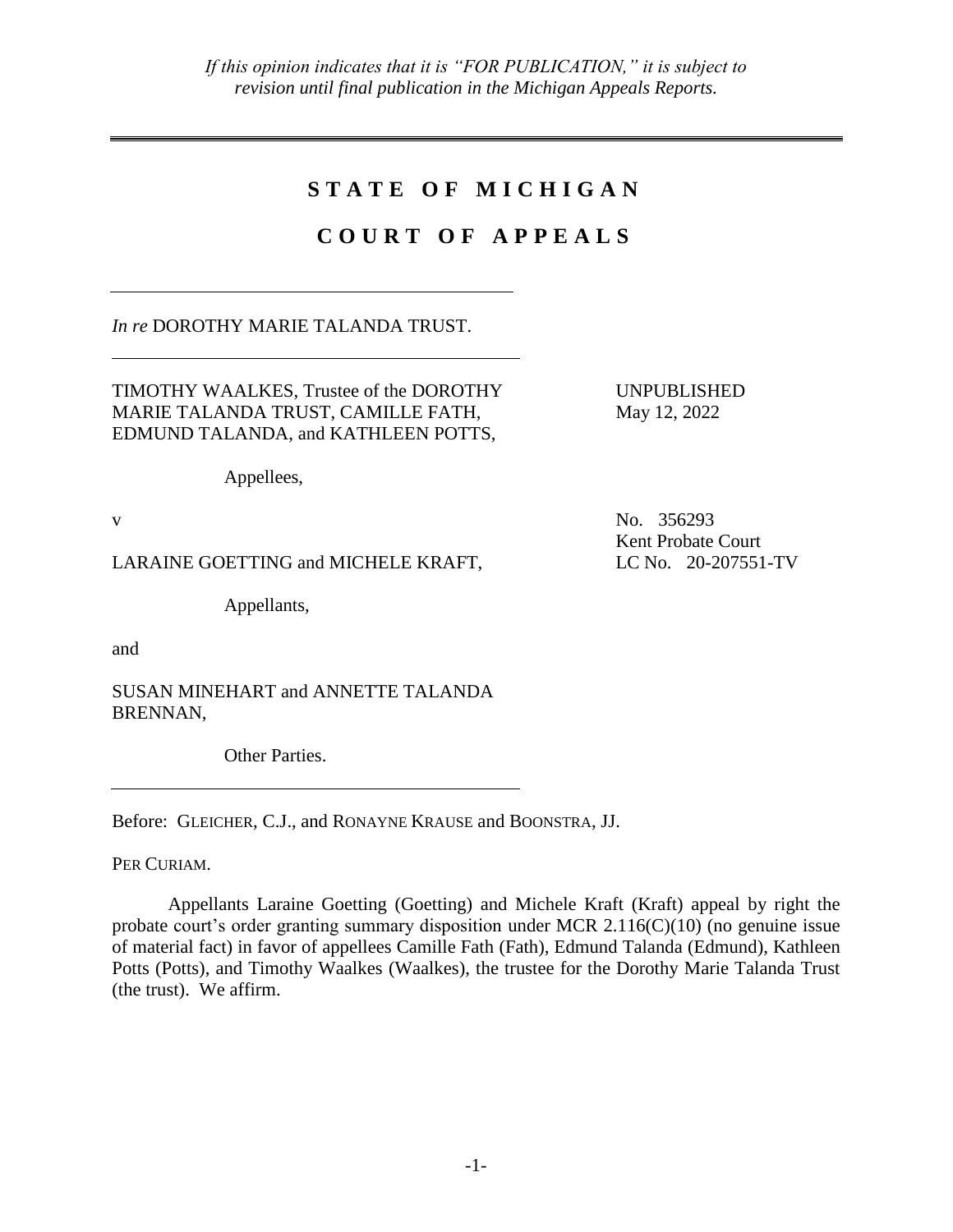*If this opinion indicates that it is "FOR PUBLICATION," it is subject to revision until final publication in the Michigan Appeals Reports.*

---

# STATE OF MICHIGAN

# COURT OF APPEALS

---

*In re* DOROTHY MARIE TALANDA TRUST.

---

TIMOTHY WAALKES, Trustee of the DOROTHY MARIE TALANDA TRUST, CAMILLE FATH, EDMUND TALANDA, and KATHLEEN POTTS,

Appellees,

UNPUBLISHED
May 12, 2022

v

No. 356293
Kent Probate Court
LC No. 20-207551-TV

LARAINE GOETTING and MICHELE KRAFT,

Appellants,

and

SUSAN MINEHART and ANNETTE TALANDA BRENNAN,

Other Parties.

---

Before: GLEICHER, C.J., and RONAYNE KRAUSE and BOONSTRA, JJ.

PER CURIAM.

Appellants Laraine Goetting (Goetting) and Michele Kraft (Kraft) appeal by right the probate court's order granting summary disposition under MCR 2.116(C)(10) (no genuine issue of material fact) in favor of appellees Camille Fath (Fath), Edmund Talanda (Edmund), Kathleen Potts (Potts), and Timothy Waalkes (Waalkes), the trustee for the Dorothy Marie Talanda Trust (the trust). We affirm.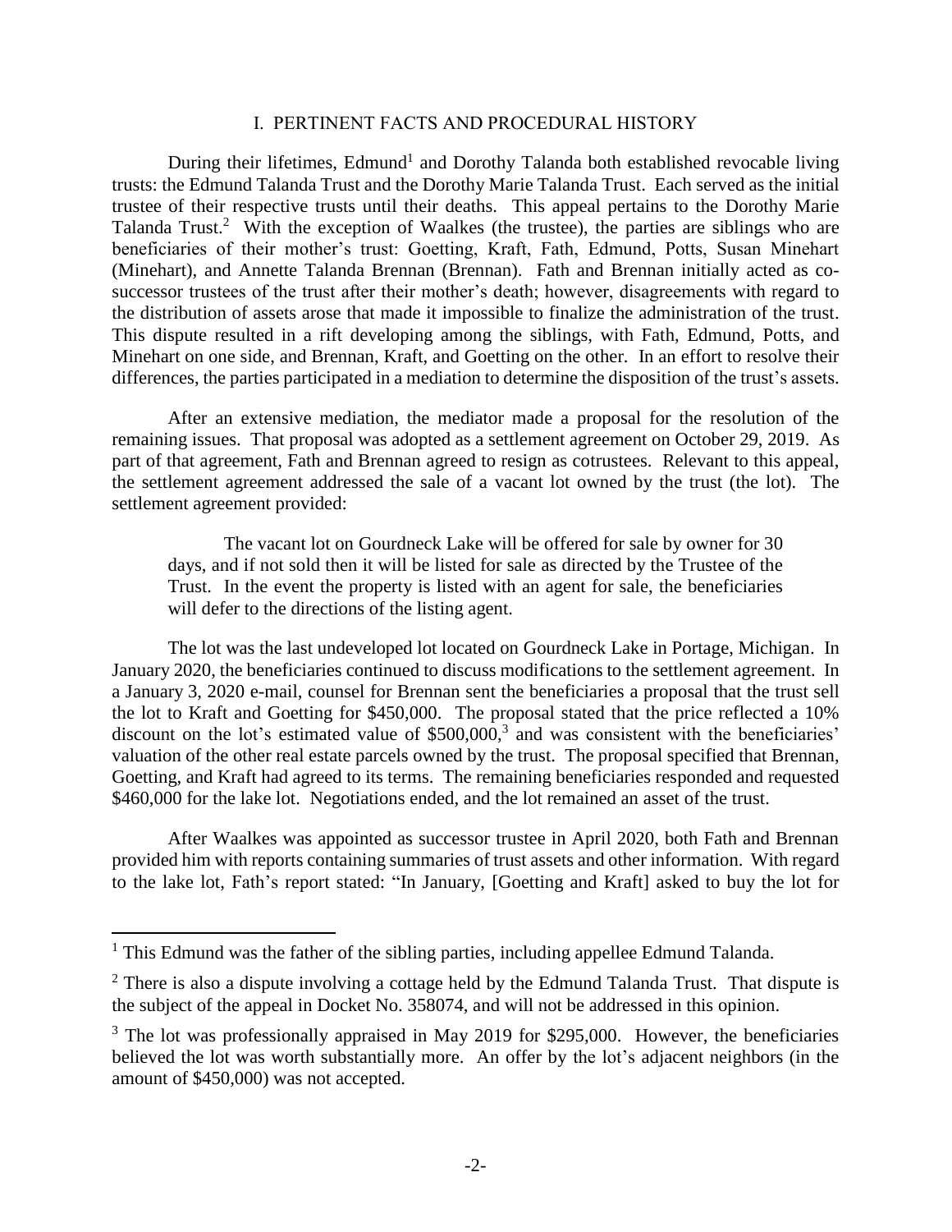## I. PERTINENT FACTS AND PROCEDURAL HISTORY

During their lifetimes, Edmund[1] and Dorothy Talanda both established revocable living trusts: the Edmund Talanda Trust and the Dorothy Marie Talanda Trust. Each served as the initial trustee of their respective trusts until their deaths. This appeal pertains to the Dorothy Marie Talanda Trust.[2] With the exception of Waalkes (the trustee), the parties are siblings who are beneficiaries of their mother's trust: Goetting, Kraft, Fath, Edmund, Potts, Susan Minehart (Minehart), and Annette Talanda Brennan (Brennan). Fath and Brennan initially acted as co-successor trustees of the trust after their mother's death; however, disagreements with regard to the distribution of assets arose that made it impossible to finalize the administration of the trust. This dispute resulted in a rift developing among the siblings, with Fath, Edmund, Potts, and Minehart on one side, and Brennan, Kraft, and Goetting on the other. In an effort to resolve their differences, the parties participated in a mediation to determine the disposition of the trust's assets.

After an extensive mediation, the mediator made a proposal for the resolution of the remaining issues. That proposal was adopted as a settlement agreement on October 29, 2019. As part of that agreement, Fath and Brennan agreed to resign as cotrustees. Relevant to this appeal, the settlement agreement addressed the sale of a vacant lot owned by the trust (the lot). The settlement agreement provided:

> The vacant lot on Gourdneck Lake will be offered for sale by owner for 30 days, and if not sold then it will be listed for sale as directed by the Trustee of the Trust. In the event the property is listed with an agent for sale, the beneficiaries will defer to the directions of the listing agent.

The lot was the last undeveloped lot located on Gourdneck Lake in Portage, Michigan. In January 2020, the beneficiaries continued to discuss modifications to the settlement agreement. In a January 3, 2020 e-mail, counsel for Brennan sent the beneficiaries a proposal that the trust sell the lot to Kraft and Goetting for \$450,000. The proposal stated that the price reflected a 10% discount on the lot's estimated value of \$500,000,[3] and was consistent with the beneficiaries' valuation of the other real estate parcels owned by the trust. The proposal specified that Brennan, Goetting, and Kraft had agreed to its terms. The remaining beneficiaries responded and requested \$460,000 for the lake lot. Negotiations ended, and the lot remained an asset of the trust.

After Waalkes was appointed as successor trustee in April 2020, both Fath and Brennan provided him with reports containing summaries of trust assets and other information. With regard to the lake lot, Fath's report stated: "In January, [Goetting and Kraft] asked to buy the lot for

---

[1] This Edmund was the father of the sibling parties, including appellee Edmund Talanda.

[2] There is also a dispute involving a cottage held by the Edmund Talanda Trust. That dispute is the subject of the appeal in Docket No. 358074, and will not be addressed in this opinion.

[3] The lot was professionally appraised in May 2019 for \$295,000. However, the beneficiaries believed the lot was worth substantially more. An offer by the lot's adjacent neighbors (in the amount of \$450,000) was not accepted.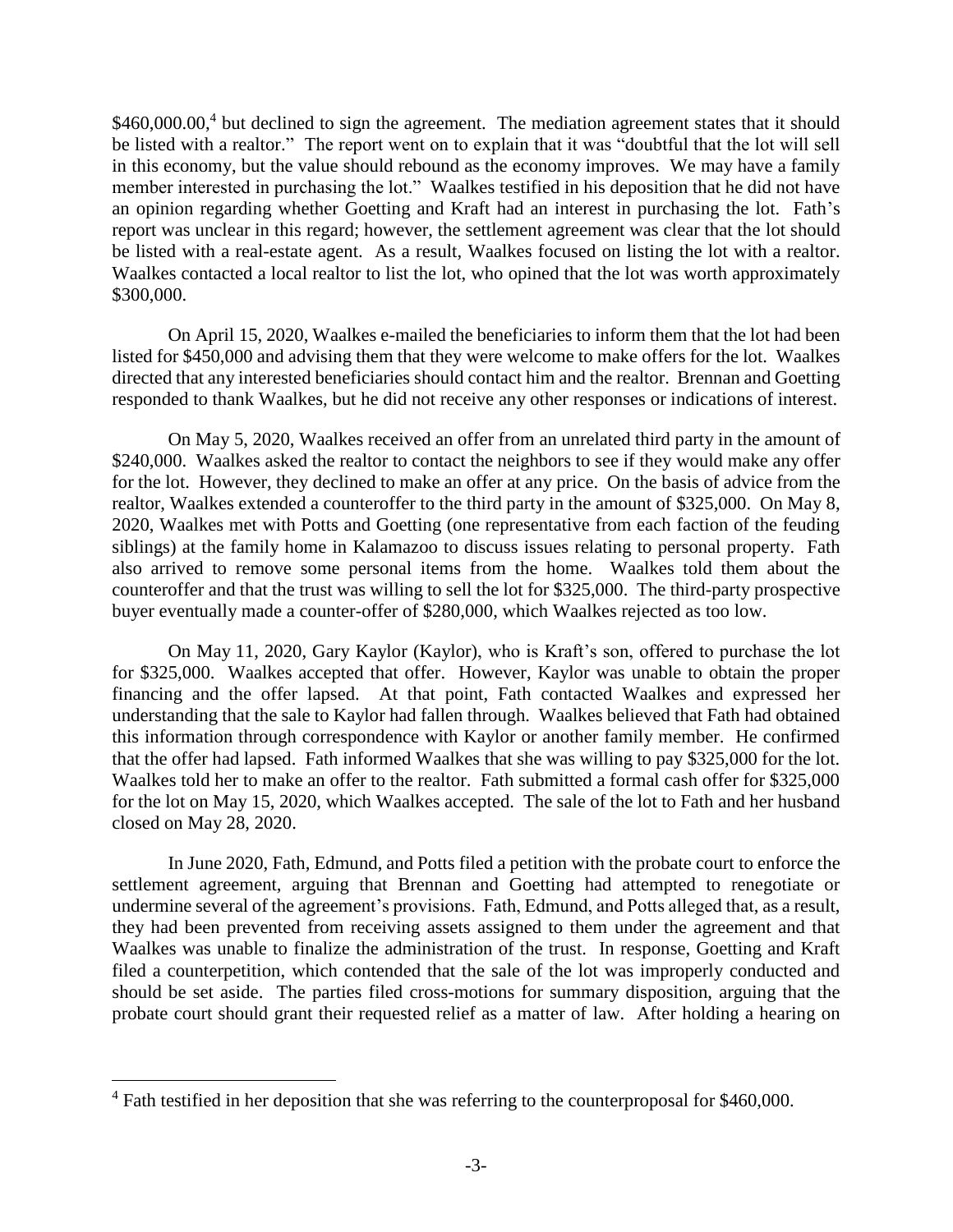$460,000.00,[4] but declined to sign the agreement. The mediation agreement states that it should be listed with a realtor." The report went on to explain that it was "doubtful that the lot will sell in this economy, but the value should rebound as the economy improves. We may have a family member interested in purchasing the lot." Waalkes testified in his deposition that he did not have an opinion regarding whether Goetting and Kraft had an interest in purchasing the lot. Fath's report was unclear in this regard; however, the settlement agreement was clear that the lot should be listed with a real-estate agent. As a result, Waalkes focused on listing the lot with a realtor. Waalkes contacted a local realtor to list the lot, who opined that the lot was worth approximately $300,000.

On April 15, 2020, Waalkes e-mailed the beneficiaries to inform them that the lot had been listed for $450,000 and advising them that they were welcome to make offers for the lot. Waalkes directed that any interested beneficiaries should contact him and the realtor. Brennan and Goetting responded to thank Waalkes, but he did not receive any other responses or indications of interest.

On May 5, 2020, Waalkes received an offer from an unrelated third party in the amount of $240,000. Waalkes asked the realtor to contact the neighbors to see if they would make any offer for the lot. However, they declined to make an offer at any price. On the basis of advice from the realtor, Waalkes extended a counteroffer to the third party in the amount of $325,000. On May 8, 2020, Waalkes met with Potts and Goetting (one representative from each faction of the feuding siblings) at the family home in Kalamazoo to discuss issues relating to personal property. Fath also arrived to remove some personal items from the home. Waalkes told them about the counteroffer and that the trust was willing to sell the lot for $325,000. The third-party prospective buyer eventually made a counter-offer of $280,000, which Waalkes rejected as too low.

On May 11, 2020, Gary Kaylor (Kaylor), who is Kraft's son, offered to purchase the lot for $325,000. Waalkes accepted that offer. However, Kaylor was unable to obtain the proper financing and the offer lapsed. At that point, Fath contacted Waalkes and expressed her understanding that the sale to Kaylor had fallen through. Waalkes believed that Fath had obtained this information through correspondence with Kaylor or another family member. He confirmed that the offer had lapsed. Fath informed Waalkes that she was willing to pay $325,000 for the lot. Waalkes told her to make an offer to the realtor. Fath submitted a formal cash offer for $325,000 for the lot on May 15, 2020, which Waalkes accepted. The sale of the lot to Fath and her husband closed on May 28, 2020.

In June 2020, Fath, Edmund, and Potts filed a petition with the probate court to enforce the settlement agreement, arguing that Brennan and Goetting had attempted to renegotiate or undermine several of the agreement's provisions. Fath, Edmund, and Potts alleged that, as a result, they had been prevented from receiving assets assigned to them under the agreement and that Waalkes was unable to finalize the administration of the trust. In response, Goetting and Kraft filed a counterpetition, which contended that the sale of the lot was improperly conducted and should be set aside. The parties filed cross-motions for summary disposition, arguing that the probate court should grant their requested relief as a matter of law. After holding a hearing on

[4] Fath testified in her deposition that she was referring to the counterproposal for $460,000.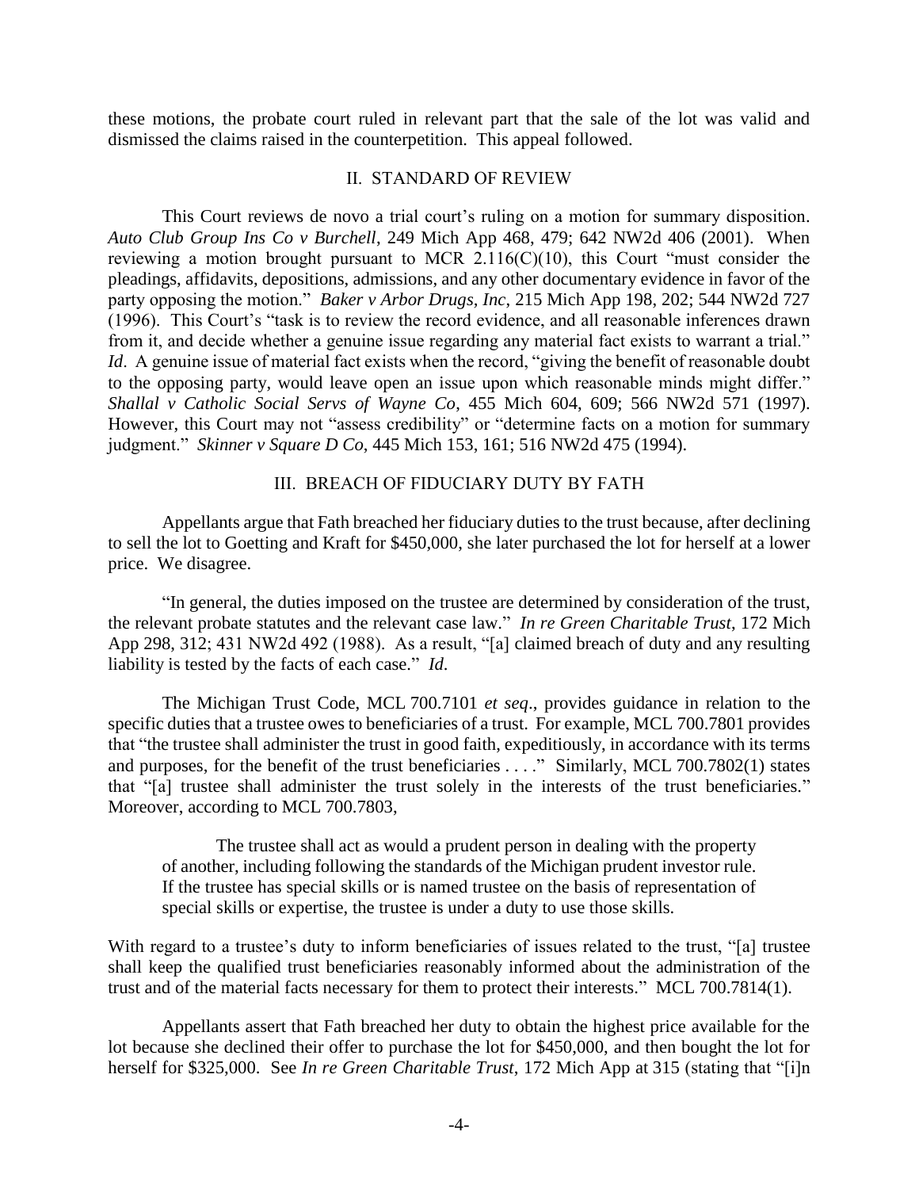these motions, the probate court ruled in relevant part that the sale of the lot was valid and dismissed the claims raised in the counterpetition. This appeal followed.

## II. STANDARD OF REVIEW

This Court reviews de novo a trial court's ruling on a motion for summary disposition. *Auto Club Group Ins Co v Burchell*, 249 Mich App 468, 479; 642 NW2d 406 (2001). When reviewing a motion brought pursuant to MCR 2.116(C)(10), this Court "must consider the pleadings, affidavits, depositions, admissions, and any other documentary evidence in favor of the party opposing the motion." *Baker v Arbor Drugs, Inc*, 215 Mich App 198, 202; 544 NW2d 727 (1996). This Court's "task is to review the record evidence, and all reasonable inferences drawn from it, and decide whether a genuine issue regarding any material fact exists to warrant a trial." *Id*. A genuine issue of material fact exists when the record, "giving the benefit of reasonable doubt to the opposing party, would leave open an issue upon which reasonable minds might differ." *Shallal v Catholic Social Servs of Wayne Co*, 455 Mich 604, 609; 566 NW2d 571 (1997). However, this Court may not "assess credibility" or "determine facts on a motion for summary judgment." *Skinner v Square D Co*, 445 Mich 153, 161; 516 NW2d 475 (1994).

## III. BREACH OF FIDUCIARY DUTY BY FATH

Appellants argue that Fath breached her fiduciary duties to the trust because, after declining to sell the lot to Goetting and Kraft for $450,000, she later purchased the lot for herself at a lower price. We disagree.

"In general, the duties imposed on the trustee are determined by consideration of the trust, the relevant probate statutes and the relevant case law." *In re Green Charitable Trust*, 172 Mich App 298, 312; 431 NW2d 492 (1988). As a result, "[a] claimed breach of duty and any resulting liability is tested by the facts of each case." *Id*.

The Michigan Trust Code, MCL 700.7101 *et seq*., provides guidance in relation to the specific duties that a trustee owes to beneficiaries of a trust. For example, MCL 700.7801 provides that "the trustee shall administer the trust in good faith, expeditiously, in accordance with its terms and purposes, for the benefit of the trust beneficiaries . . . ." Similarly, MCL 700.7802(1) states that "[a] trustee shall administer the trust solely in the interests of the trust beneficiaries." Moreover, according to MCL 700.7803,

> The trustee shall act as would a prudent person in dealing with the property of another, including following the standards of the Michigan prudent investor rule. If the trustee has special skills or is named trustee on the basis of representation of special skills or expertise, the trustee is under a duty to use those skills.

With regard to a trustee's duty to inform beneficiaries of issues related to the trust, "[a] trustee shall keep the qualified trust beneficiaries reasonably informed about the administration of the trust and of the material facts necessary for them to protect their interests." MCL 700.7814(1).

Appellants assert that Fath breached her duty to obtain the highest price available for the lot because she declined their offer to purchase the lot for $450,000, and then bought the lot for herself for $325,000. See *In re Green Charitable Trust*, 172 Mich App at 315 (stating that "[i]n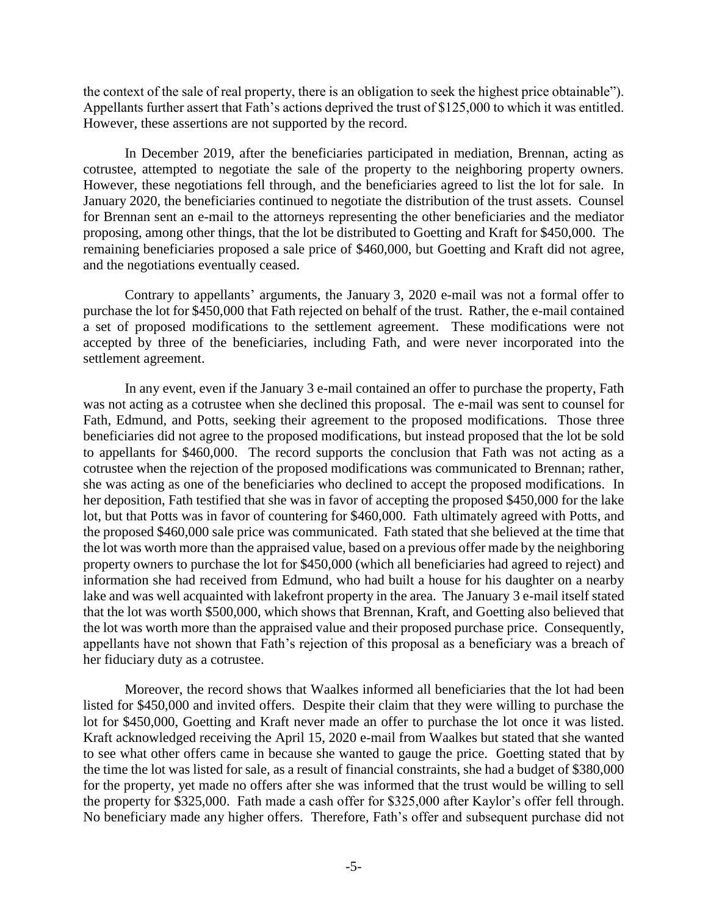the context of the sale of real property, there is an obligation to seek the highest price obtainable"). Appellants further assert that Fath's actions deprived the trust of $125,000 to which it was entitled. However, these assertions are not supported by the record.

In December 2019, after the beneficiaries participated in mediation, Brennan, acting as cotrustee, attempted to negotiate the sale of the property to the neighboring property owners. However, these negotiations fell through, and the beneficiaries agreed to list the lot for sale. In January 2020, the beneficiaries continued to negotiate the distribution of the trust assets. Counsel for Brennan sent an e-mail to the attorneys representing the other beneficiaries and the mediator proposing, among other things, that the lot be distributed to Goetting and Kraft for $450,000. The remaining beneficiaries proposed a sale price of $460,000, but Goetting and Kraft did not agree, and the negotiations eventually ceased.

Contrary to appellants' arguments, the January 3, 2020 e-mail was not a formal offer to purchase the lot for $450,000 that Fath rejected on behalf of the trust. Rather, the e-mail contained a set of proposed modifications to the settlement agreement. These modifications were not accepted by three of the beneficiaries, including Fath, and were never incorporated into the settlement agreement.

In any event, even if the January 3 e-mail contained an offer to purchase the property, Fath was not acting as a cotrustee when she declined this proposal. The e-mail was sent to counsel for Fath, Edmund, and Potts, seeking their agreement to the proposed modifications. Those three beneficiaries did not agree to the proposed modifications, but instead proposed that the lot be sold to appellants for $460,000. The record supports the conclusion that Fath was not acting as a cotrustee when the rejection of the proposed modifications was communicated to Brennan; rather, she was acting as one of the beneficiaries who declined to accept the proposed modifications. In her deposition, Fath testified that she was in favor of accepting the proposed $450,000 for the lake lot, but that Potts was in favor of countering for $460,000. Fath ultimately agreed with Potts, and the proposed $460,000 sale price was communicated. Fath stated that she believed at the time that the lot was worth more than the appraised value, based on a previous offer made by the neighboring property owners to purchase the lot for $450,000 (which all beneficiaries had agreed to reject) and information she had received from Edmund, who had built a house for his daughter on a nearby lake and was well acquainted with lakefront property in the area. The January 3 e-mail itself stated that the lot was worth $500,000, which shows that Brennan, Kraft, and Goetting also believed that the lot was worth more than the appraised value and their proposed purchase price. Consequently, appellants have not shown that Fath's rejection of this proposal as a beneficiary was a breach of her fiduciary duty as a cotrustee.

Moreover, the record shows that Waalkes informed all beneficiaries that the lot had been listed for $450,000 and invited offers. Despite their claim that they were willing to purchase the lot for $450,000, Goetting and Kraft never made an offer to purchase the lot once it was listed. Kraft acknowledged receiving the April 15, 2020 e-mail from Waalkes but stated that she wanted to see what other offers came in because she wanted to gauge the price. Goetting stated that by the time the lot was listed for sale, as a result of financial constraints, she had a budget of $380,000 for the property, yet made no offers after she was informed that the trust would be willing to sell the property for $325,000. Fath made a cash offer for $325,000 after Kaylor's offer fell through. No beneficiary made any higher offers. Therefore, Fath's offer and subsequent purchase did not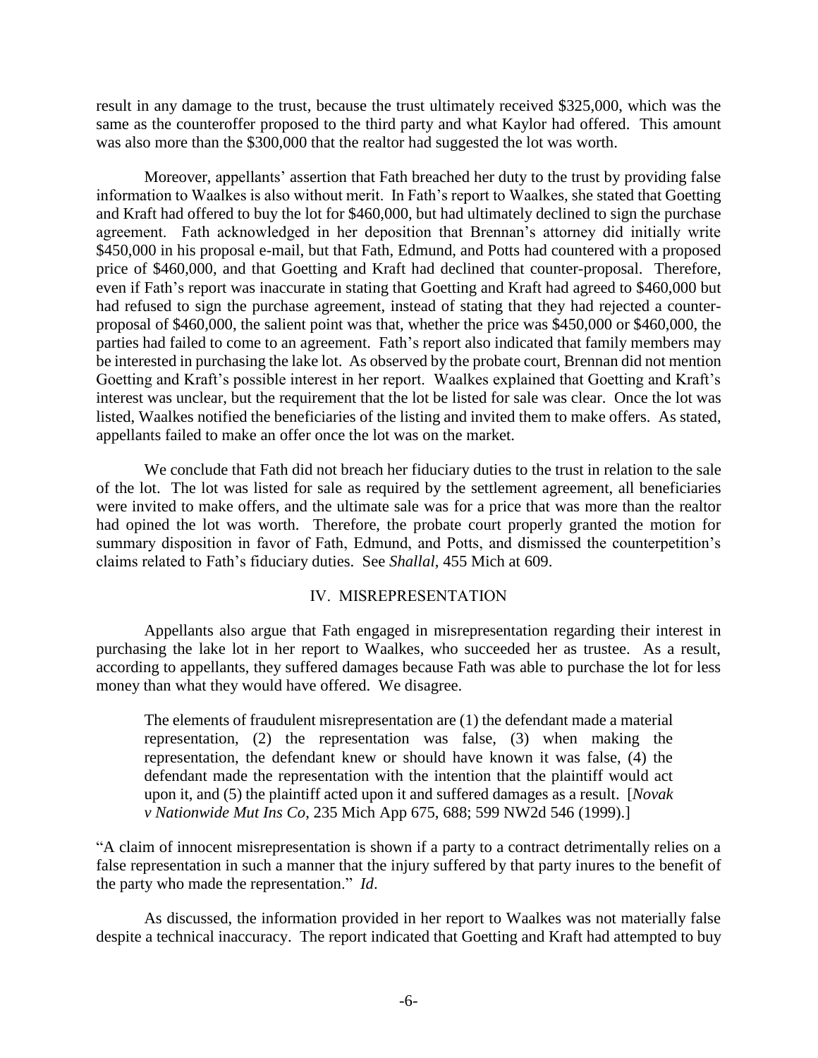result in any damage to the trust, because the trust ultimately received \$325,000, which was the same as the counteroffer proposed to the third party and what Kaylor had offered. This amount was also more than the \$300,000 that the realtor had suggested the lot was worth.

Moreover, appellants' assertion that Fath breached her duty to the trust by providing false information to Waalkes is also without merit. In Fath's report to Waalkes, she stated that Goetting and Kraft had offered to buy the lot for \$460,000, but had ultimately declined to sign the purchase agreement. Fath acknowledged in her deposition that Brennan's attorney did initially write \$450,000 in his proposal e-mail, but that Fath, Edmund, and Potts had countered with a proposed price of \$460,000, and that Goetting and Kraft had declined that counter-proposal. Therefore, even if Fath's report was inaccurate in stating that Goetting and Kraft had agreed to \$460,000 but had refused to sign the purchase agreement, instead of stating that they had rejected a counter-proposal of \$460,000, the salient point was that, whether the price was \$450,000 or \$460,000, the parties had failed to come to an agreement. Fath's report also indicated that family members may be interested in purchasing the lake lot. As observed by the probate court, Brennan did not mention Goetting and Kraft's possible interest in her report. Waalkes explained that Goetting and Kraft's interest was unclear, but the requirement that the lot be listed for sale was clear. Once the lot was listed, Waalkes notified the beneficiaries of the listing and invited them to make offers. As stated, appellants failed to make an offer once the lot was on the market.

We conclude that Fath did not breach her fiduciary duties to the trust in relation to the sale of the lot. The lot was listed for sale as required by the settlement agreement, all beneficiaries were invited to make offers, and the ultimate sale was for a price that was more than the realtor had opined the lot was worth. Therefore, the probate court properly granted the motion for summary disposition in favor of Fath, Edmund, and Potts, and dismissed the counterpetition's claims related to Fath's fiduciary duties. See *Shallal*, 455 Mich at 609.

## IV. MISREPRESENTATION

Appellants also argue that Fath engaged in misrepresentation regarding their interest in purchasing the lake lot in her report to Waalkes, who succeeded her as trustee. As a result, according to appellants, they suffered damages because Fath was able to purchase the lot for less money than what they would have offered. We disagree.

> The elements of fraudulent misrepresentation are (1) the defendant made a material representation, (2) the representation was false, (3) when making the representation, the defendant knew or should have known it was false, (4) the defendant made the representation with the intention that the plaintiff would act upon it, and (5) the plaintiff acted upon it and suffered damages as a result. [*Novak v Nationwide Mut Ins Co*, 235 Mich App 675, 688; 599 NW2d 546 (1999).]

"A claim of innocent misrepresentation is shown if a party to a contract detrimentally relies on a false representation in such a manner that the injury suffered by that party inures to the benefit of the party who made the representation." *Id*.

As discussed, the information provided in her report to Waalkes was not materially false despite a technical inaccuracy. The report indicated that Goetting and Kraft had attempted to buy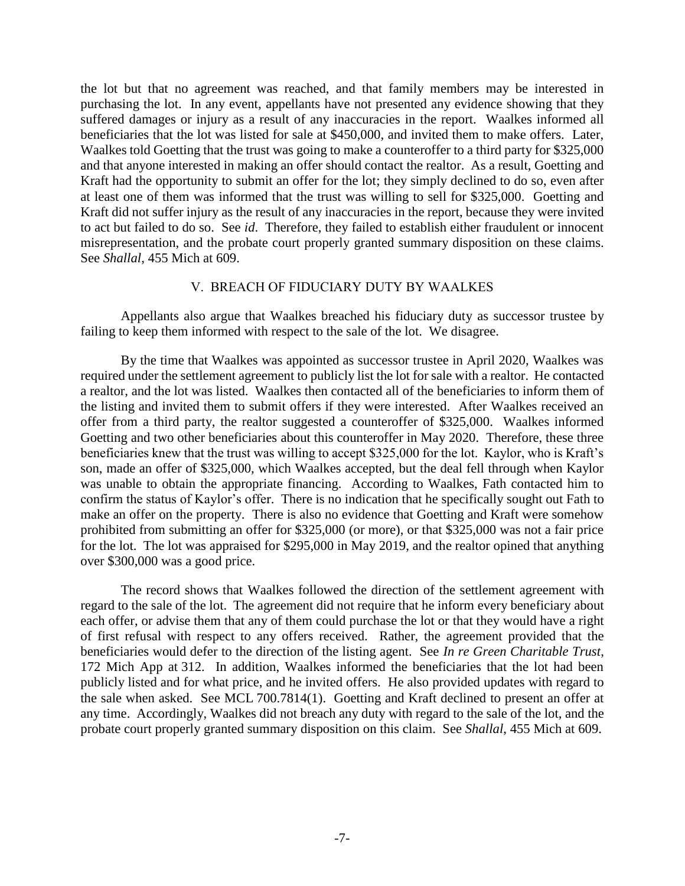the lot but that no agreement was reached, and that family members may be interested in purchasing the lot. In any event, appellants have not presented any evidence showing that they suffered damages or injury as a result of any inaccuracies in the report. Waalkes informed all beneficiaries that the lot was listed for sale at $450,000, and invited them to make offers. Later, Waalkes told Goetting that the trust was going to make a counteroffer to a third party for $325,000 and that anyone interested in making an offer should contact the realtor. As a result, Goetting and Kraft had the opportunity to submit an offer for the lot; they simply declined to do so, even after at least one of them was informed that the trust was willing to sell for $325,000. Goetting and Kraft did not suffer injury as the result of any inaccuracies in the report, because they were invited to act but failed to do so. See *id*. Therefore, they failed to establish either fraudulent or innocent misrepresentation, and the probate court properly granted summary disposition on these claims. See *Shallal*, 455 Mich at 609.

## V. BREACH OF FIDUCIARY DUTY BY WAALKES

Appellants also argue that Waalkes breached his fiduciary duty as successor trustee by failing to keep them informed with respect to the sale of the lot. We disagree.

By the time that Waalkes was appointed as successor trustee in April 2020, Waalkes was required under the settlement agreement to publicly list the lot for sale with a realtor. He contacted a realtor, and the lot was listed. Waalkes then contacted all of the beneficiaries to inform them of the listing and invited them to submit offers if they were interested. After Waalkes received an offer from a third party, the realtor suggested a counteroffer of $325,000. Waalkes informed Goetting and two other beneficiaries about this counteroffer in May 2020. Therefore, these three beneficiaries knew that the trust was willing to accept $325,000 for the lot. Kaylor, who is Kraft's son, made an offer of $325,000, which Waalkes accepted, but the deal fell through when Kaylor was unable to obtain the appropriate financing. According to Waalkes, Fath contacted him to confirm the status of Kaylor's offer. There is no indication that he specifically sought out Fath to make an offer on the property. There is also no evidence that Goetting and Kraft were somehow prohibited from submitting an offer for $325,000 (or more), or that $325,000 was not a fair price for the lot. The lot was appraised for $295,000 in May 2019, and the realtor opined that anything over $300,000 was a good price.

The record shows that Waalkes followed the direction of the settlement agreement with regard to the sale of the lot. The agreement did not require that he inform every beneficiary about each offer, or advise them that any of them could purchase the lot or that they would have a right of first refusal with respect to any offers received. Rather, the agreement provided that the beneficiaries would defer to the direction of the listing agent. See *In re Green Charitable Trust*, 172 Mich App at 312. In addition, Waalkes informed the beneficiaries that the lot had been publicly listed and for what price, and he invited offers. He also provided updates with regard to the sale when asked. See MCL 700.7814(1). Goetting and Kraft declined to present an offer at any time. Accordingly, Waalkes did not breach any duty with regard to the sale of the lot, and the probate court properly granted summary disposition on this claim. See *Shallal*, 455 Mich at 609.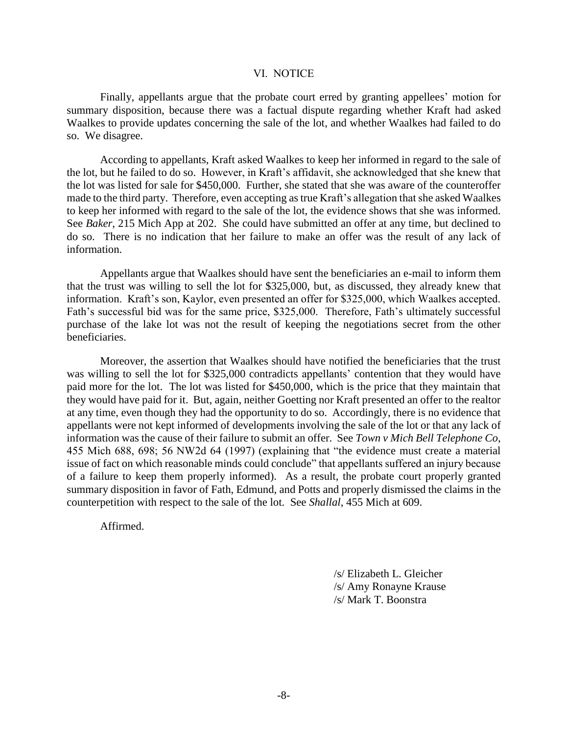## VI. NOTICE

Finally, appellants argue that the probate court erred by granting appellees' motion for summary disposition, because there was a factual dispute regarding whether Kraft had asked Waalkes to provide updates concerning the sale of the lot, and whether Waalkes had failed to do so. We disagree.

According to appellants, Kraft asked Waalkes to keep her informed in regard to the sale of the lot, but he failed to do so. However, in Kraft's affidavit, she acknowledged that she knew that the lot was listed for sale for $450,000. Further, she stated that she was aware of the counteroffer made to the third party. Therefore, even accepting as true Kraft's allegation that she asked Waalkes to keep her informed with regard to the sale of the lot, the evidence shows that she was informed. See *Baker*, 215 Mich App at 202. She could have submitted an offer at any time, but declined to do so. There is no indication that her failure to make an offer was the result of any lack of information.

Appellants argue that Waalkes should have sent the beneficiaries an e-mail to inform them that the trust was willing to sell the lot for $325,000, but, as discussed, they already knew that information. Kraft's son, Kaylor, even presented an offer for $325,000, which Waalkes accepted. Fath's successful bid was for the same price, $325,000. Therefore, Fath's ultimately successful purchase of the lake lot was not the result of keeping the negotiations secret from the other beneficiaries.

Moreover, the assertion that Waalkes should have notified the beneficiaries that the trust was willing to sell the lot for $325,000 contradicts appellants' contention that they would have paid more for the lot. The lot was listed for $450,000, which is the price that they maintain that they would have paid for it. But, again, neither Goetting nor Kraft presented an offer to the realtor at any time, even though they had the opportunity to do so. Accordingly, there is no evidence that appellants were not kept informed of developments involving the sale of the lot or that any lack of information was the cause of their failure to submit an offer. See *Town v Mich Bell Telephone Co*, 455 Mich 688, 698; 56 NW2d 64 (1997) (explaining that "the evidence must create a material issue of fact on which reasonable minds could conclude" that appellants suffered an injury because of a failure to keep them properly informed). As a result, the probate court properly granted summary disposition in favor of Fath, Edmund, and Potts and properly dismissed the claims in the counterpetition with respect to the sale of the lot. See *Shallal*, 455 Mich at 609.

Affirmed.

/s/ Elizabeth L. Gleicher
/s/ Amy Ronayne Krause
/s/ Mark T. Boonstra